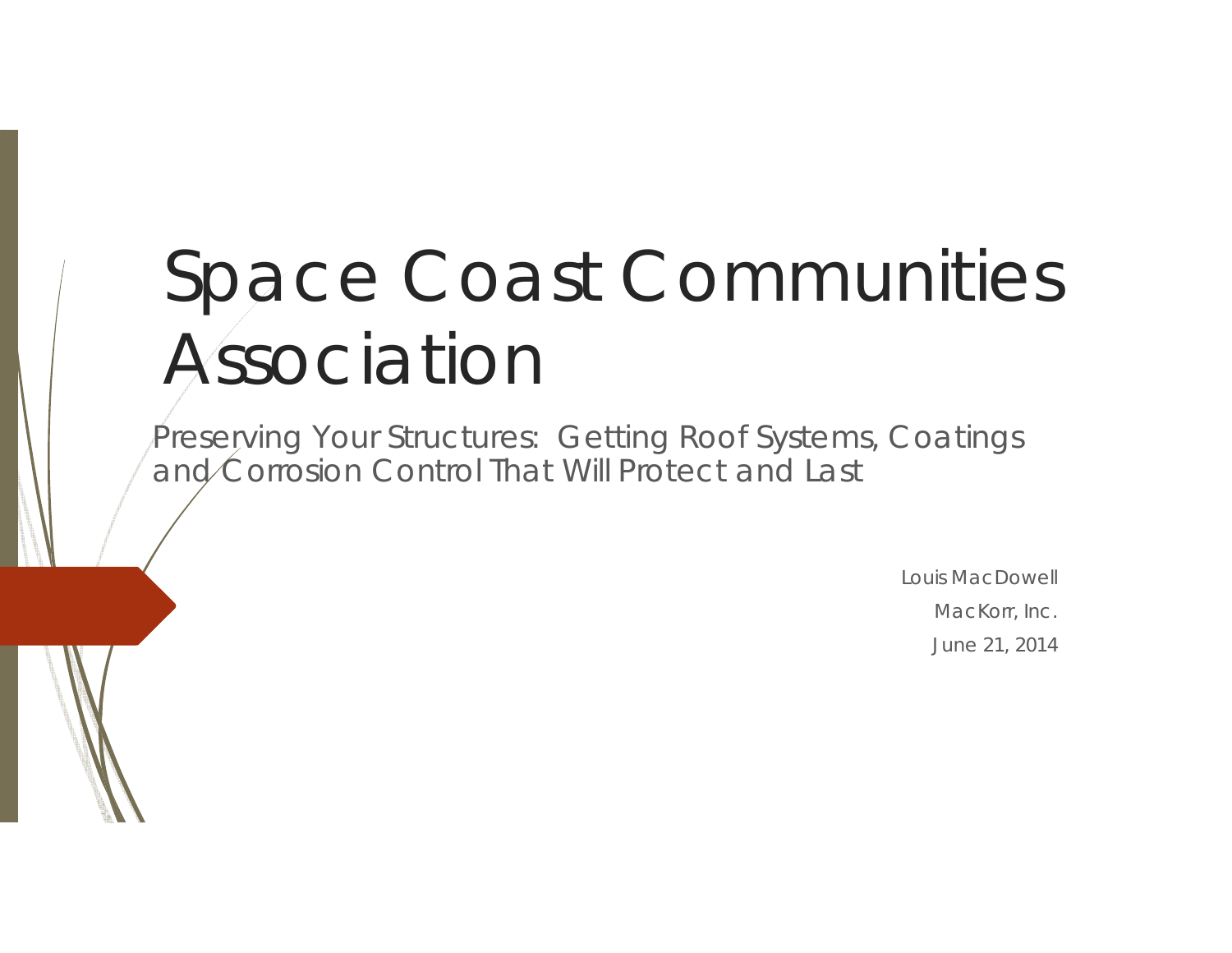# Space Coast Communities Association

Preserving Your Structures: Getting Roof Systems, Coatings and Corrosion Control That Will Protect and Last

Louis MacDowell

MacKorr, Inc.

June 21, 2014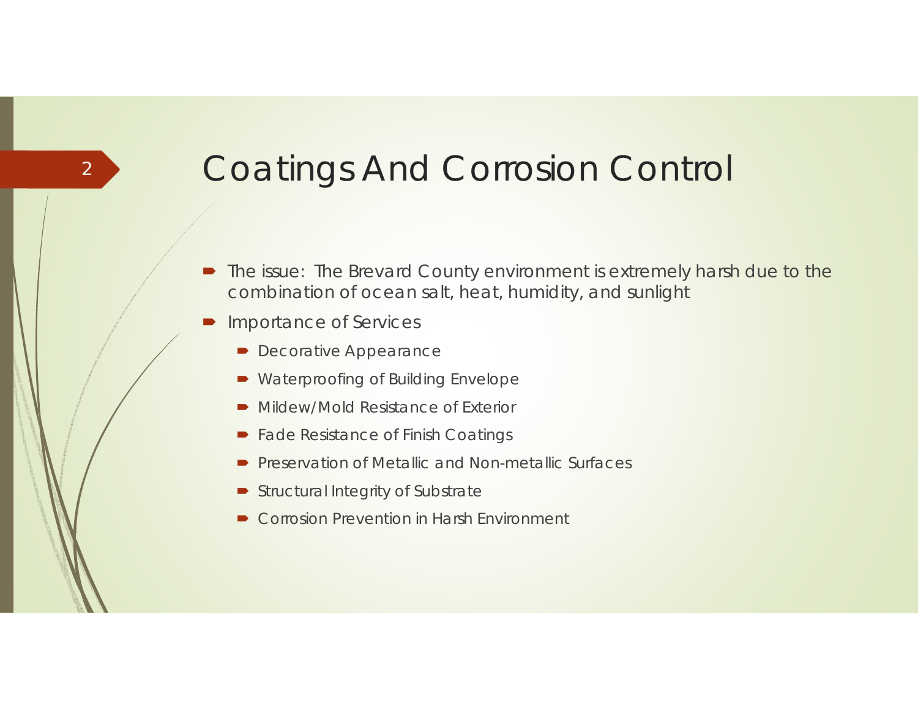# Coatings And Corrosion Control

- The issue: The Brevard County environment is extremely harsh due to the combination of ocean salt, heat, humidity, and sunlight
- Importance of Services
  - Decorative Appearance
  - Waterproofing of Building Envelope
  - Mildew/Mold Resistance of Exterior
  - Fade Resistance of Finish Coatings
  - Preservation of Metallic and Non-metallic Surfaces
  - Structural Integrity of Substrate
  - Corrosion Prevention in Harsh Environment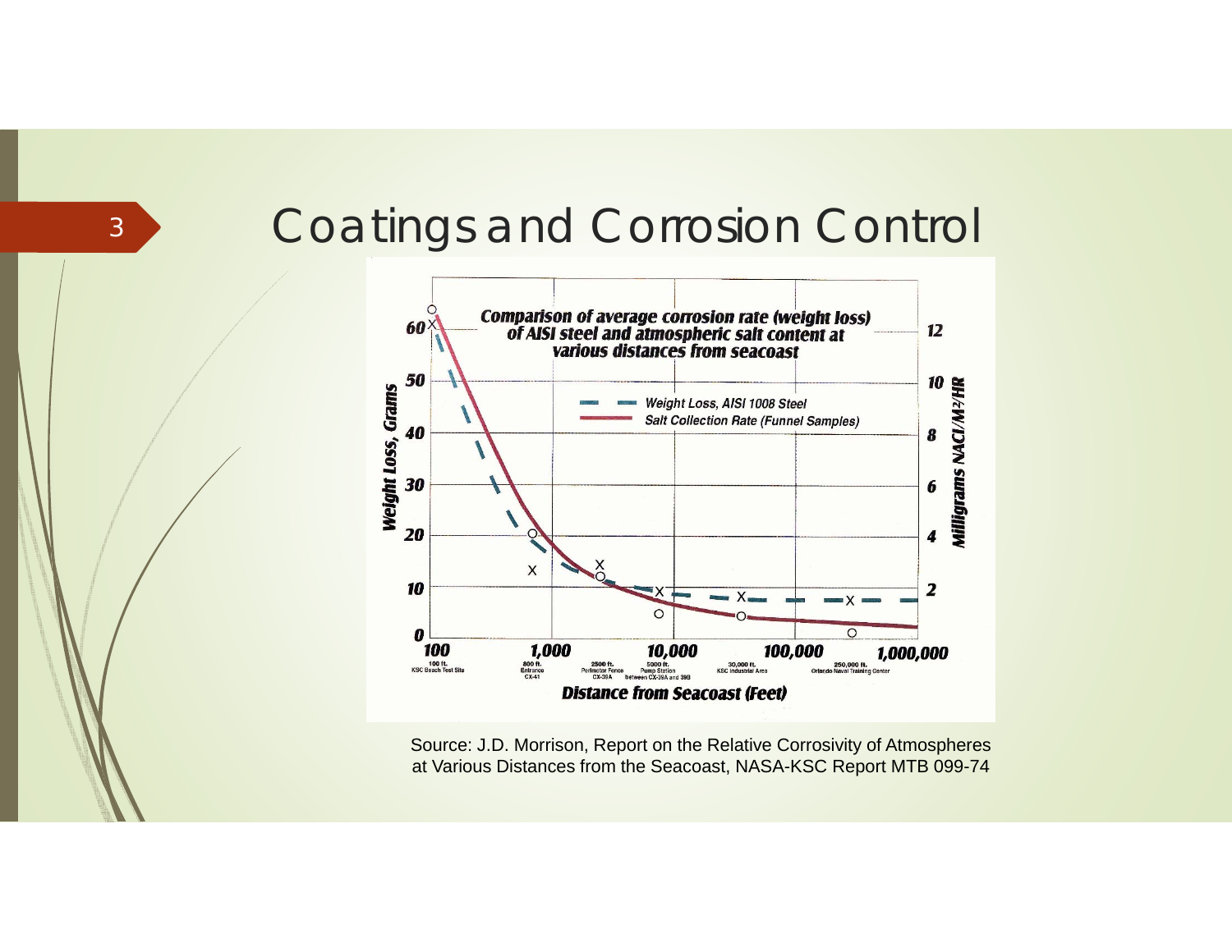# Coatings and Corrosion Control

**Comparison of average corrosion rate (weight loss) of AISI steel and atmospheric salt content at various distances from seacoast**

- Weight Loss, AISI 1008 Steel
- Salt Collection Rate (Funnel Samples)

Weight Loss, Grams: 0, 10, 20, 30, 40, 50, 60

Milligrams NACl/M²/HR: 2, 4, 6, 8, 10, 12

Distance from Seacoast (Feet): 100, 1,000, 10,000, 100,000, 1,000,000

100 ft. KSC Beach Test Site; 800 ft. Entrance CX-41; 2500 ft. Perimeter Fence CX-39A; 5000 ft. Pump Station between CX-39A and 39B; 30,000 ft. KSC Industrial Area; 250,000 ft. Orlando Naval Training Center

Source: J.D. Morrison, Report on the Relative Corrosivity of Atmospheres at Various Distances from the Seacoast, NASA-KSC Report MTB 099-74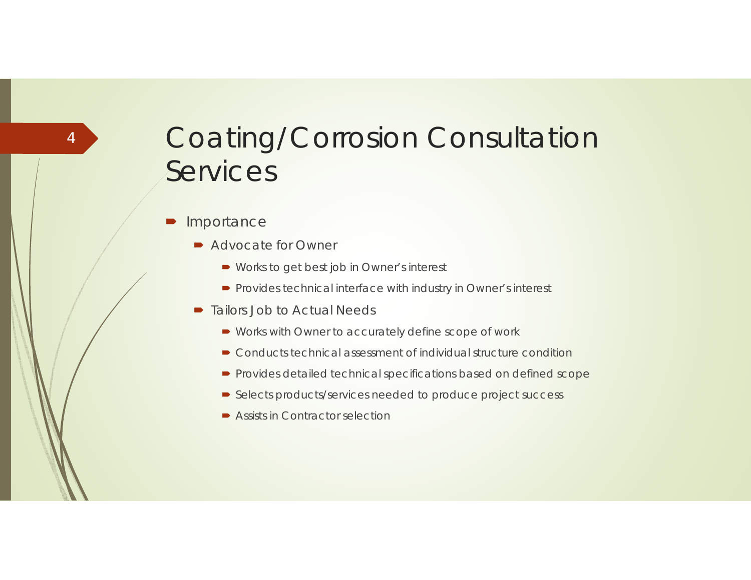# Coating/Corrosion Consultation Services

- Importance
  - Advocate for Owner
    - Works to get best job in Owner's interest
    - Provides technical interface with industry in Owner's interest
  - Tailors Job to Actual Needs
    - Works with Owner to accurately define scope of work
    - Conducts technical assessment of individual structure condition
    - Provides detailed technical specifications based on defined scope
    - Selects products/services needed to produce project success
    - Assists in Contractor selection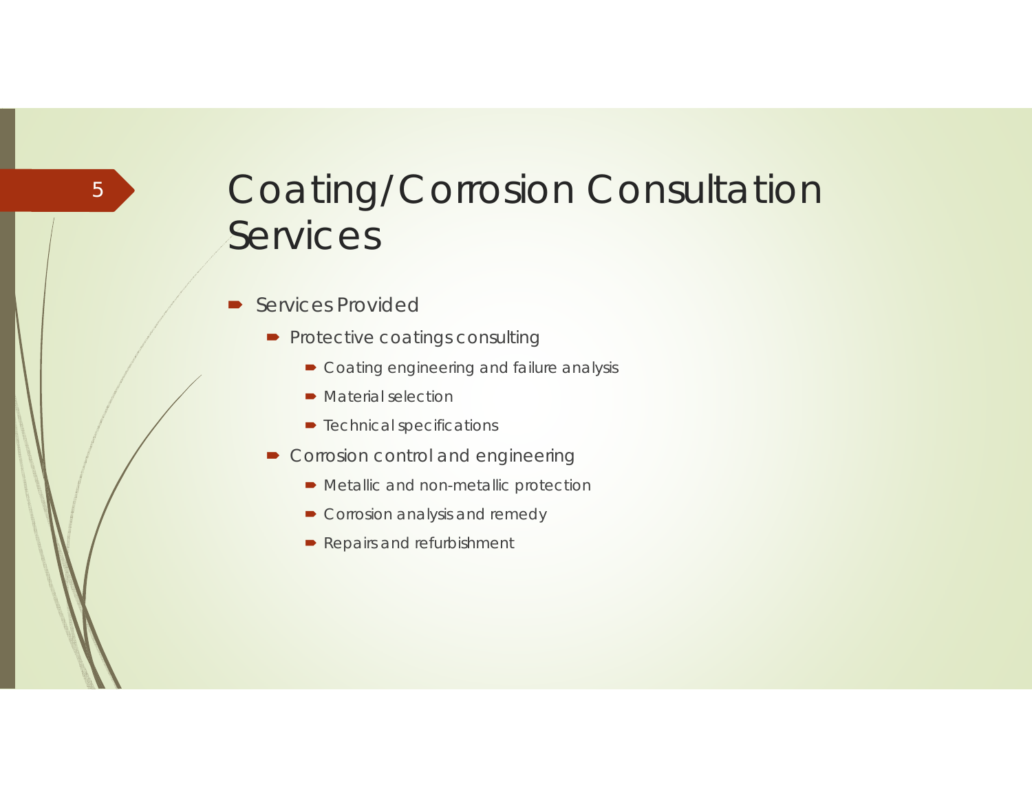# Coating/Corrosion Consultation Services

- Services Provided
  - Protective coatings consulting
    - Coating engineering and failure analysis
    - Material selection
    - Technical specifications
  - Corrosion control and engineering
    - Metallic and non-metallic protection
    - Corrosion analysis and remedy
    - Repairs and refurbishment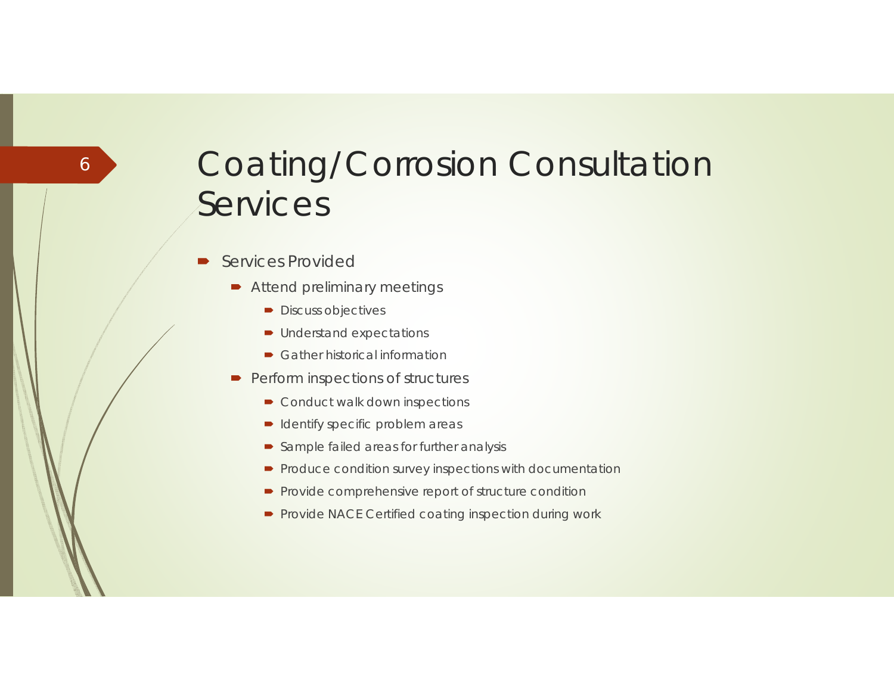# Coating/Corrosion Consultation Services

- Services Provided
  - Attend preliminary meetings
    - Discuss objectives
    - Understand expectations
    - Gather historical information
  - Perform inspections of structures
    - Conduct walk down inspections
    - Identify specific problem areas
    - Sample failed areas for further analysis
    - Produce condition survey inspections with documentation
    - Provide comprehensive report of structure condition
    - Provide NACE Certified coating inspection during work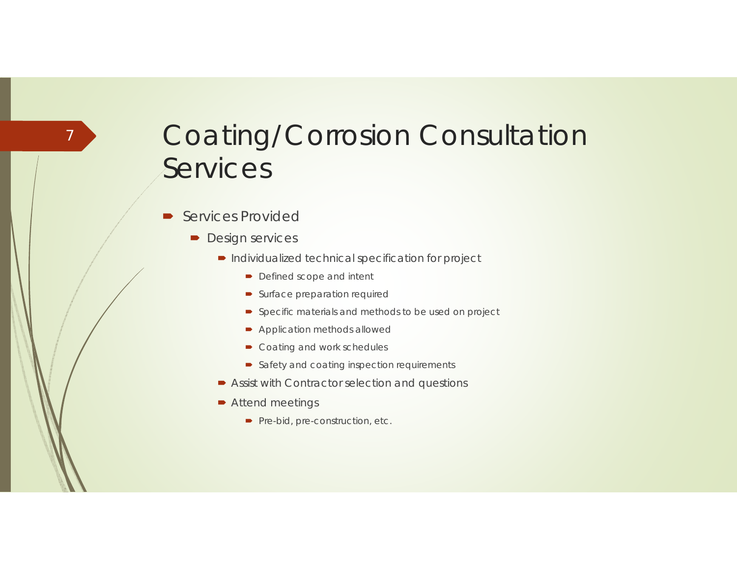# Coating/Corrosion Consultation Services

- Services Provided
  - Design services
    - Individualized technical specification for project
      - Defined scope and intent
      - Surface preparation required
      - Specific materials and methods to be used on project
      - Application methods allowed
      - Coating and work schedules
      - Safety and coating inspection requirements
    - Assist with Contractor selection and questions
    - Attend meetings
      - Pre-bid, pre-construction, etc.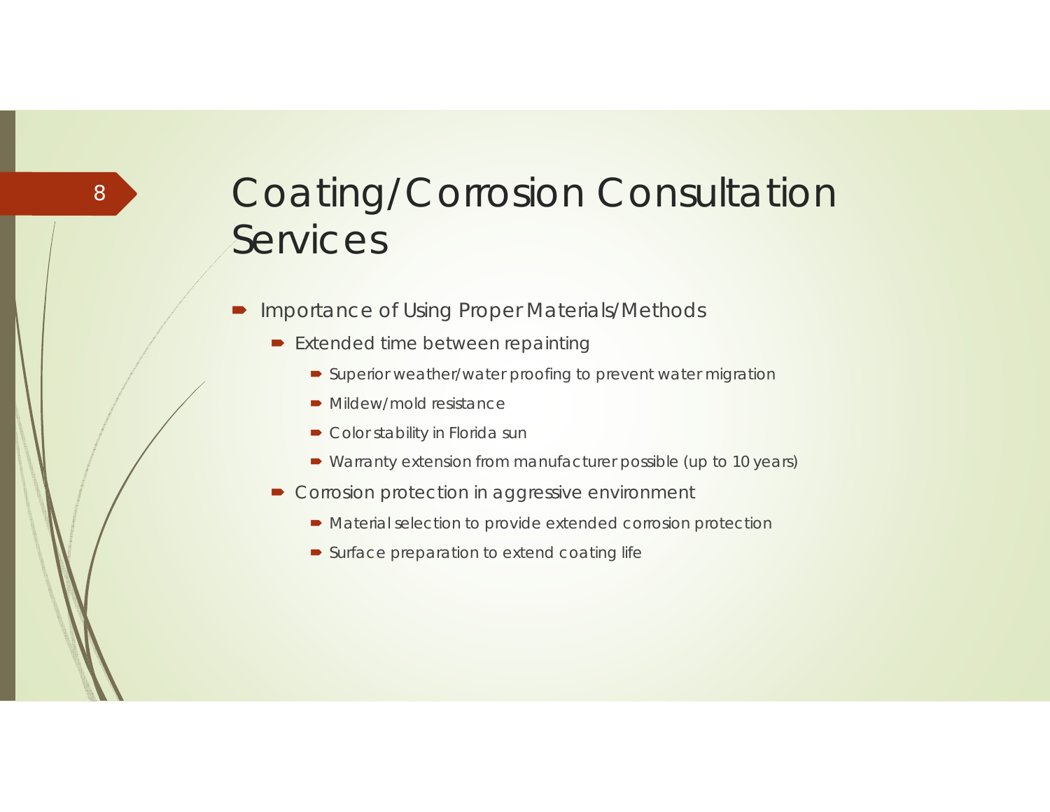# Coating/Corrosion Consultation Services

- Importance of Using Proper Materials/Methods
  - Extended time between repainting
    - Superior weather/water proofing to prevent water migration
    - Mildew/mold resistance
    - Color stability in Florida sun
    - Warranty extension from manufacturer possible (up to 10 years)
  - Corrosion protection in aggressive environment
    - Material selection to provide extended corrosion protection
    - Surface preparation to extend coating life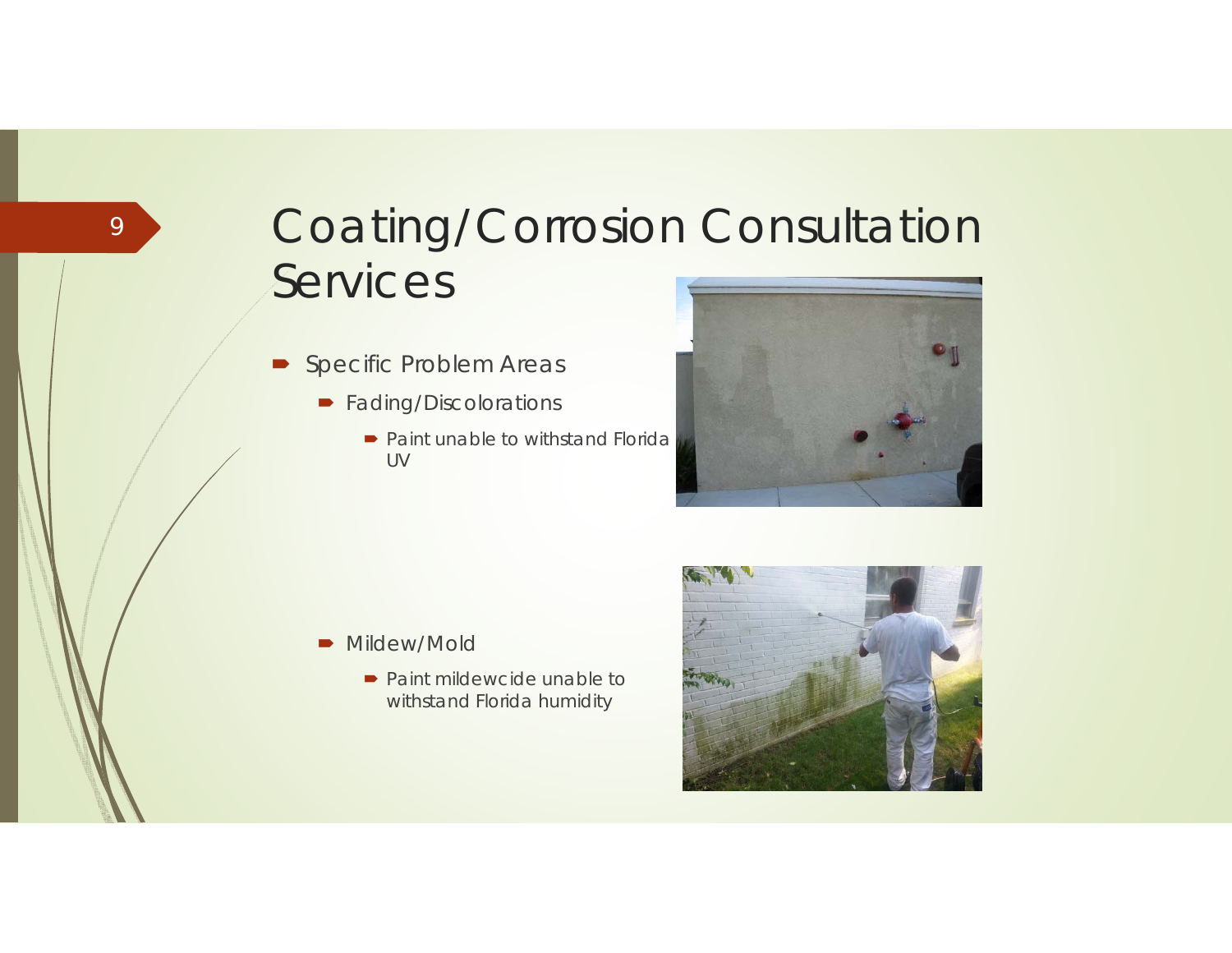# Coating/Corrosion Consultation Services

- Specific Problem Areas
  - Fading/Discolorations
    - Paint unable to withstand Florida UV
  - Mildew/Mold
    - Paint mildewcide unable to withstand Florida humidity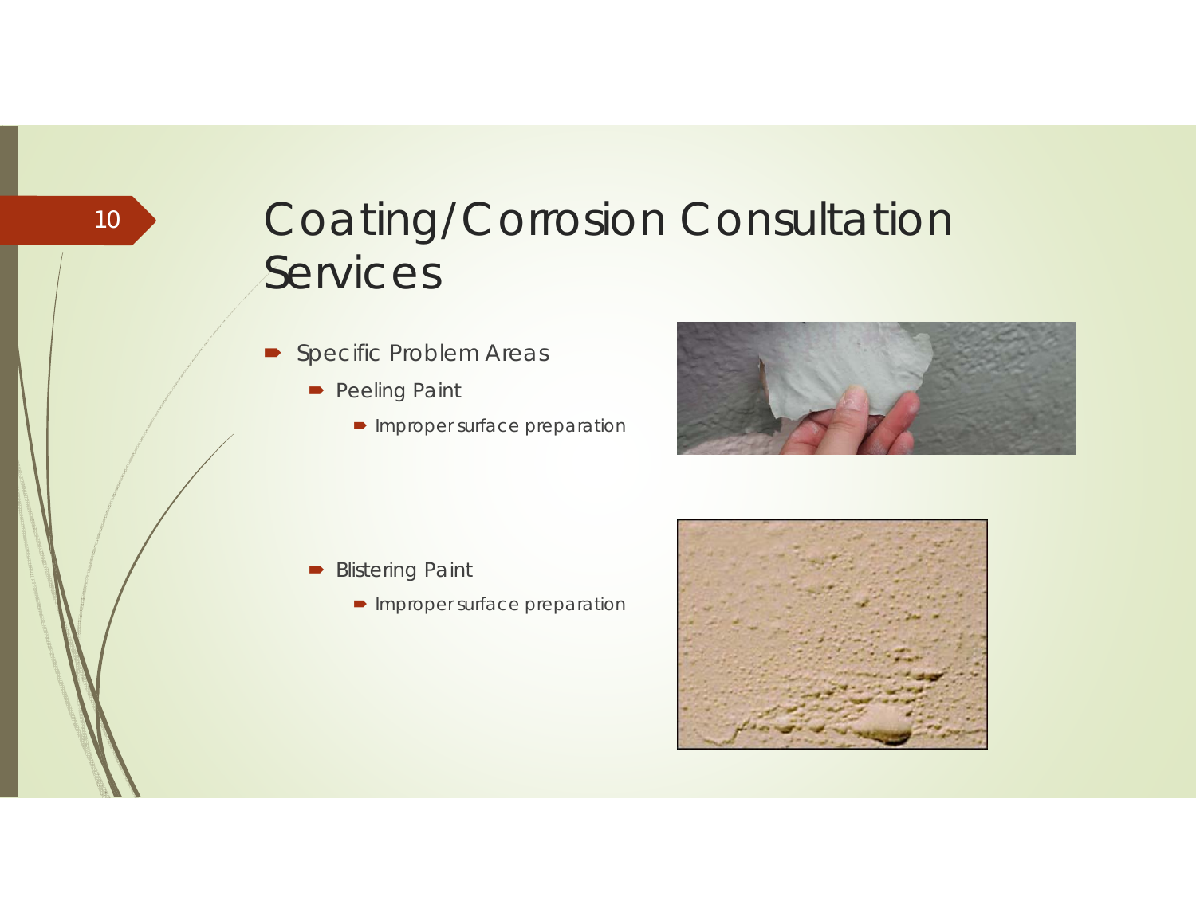# Coating/Corrosion Consultation Services

- Specific Problem Areas
  - Peeling Paint
    - Improper surface preparation
  - Blistering Paint
    - Improper surface preparation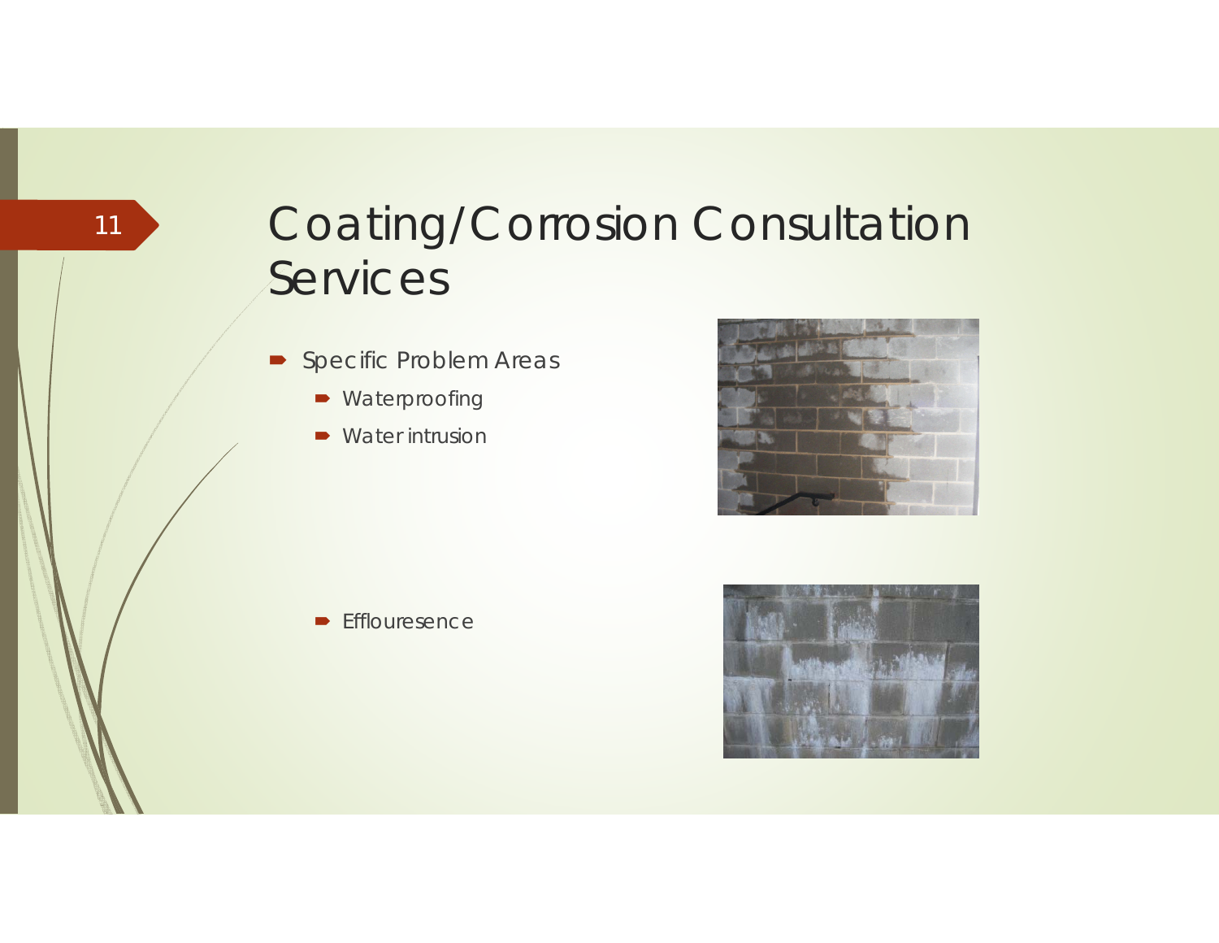# Coating/Corrosion Consultation Services

- Specific Problem Areas
  - Waterproofing
  - Water intrusion
  - Efflouresence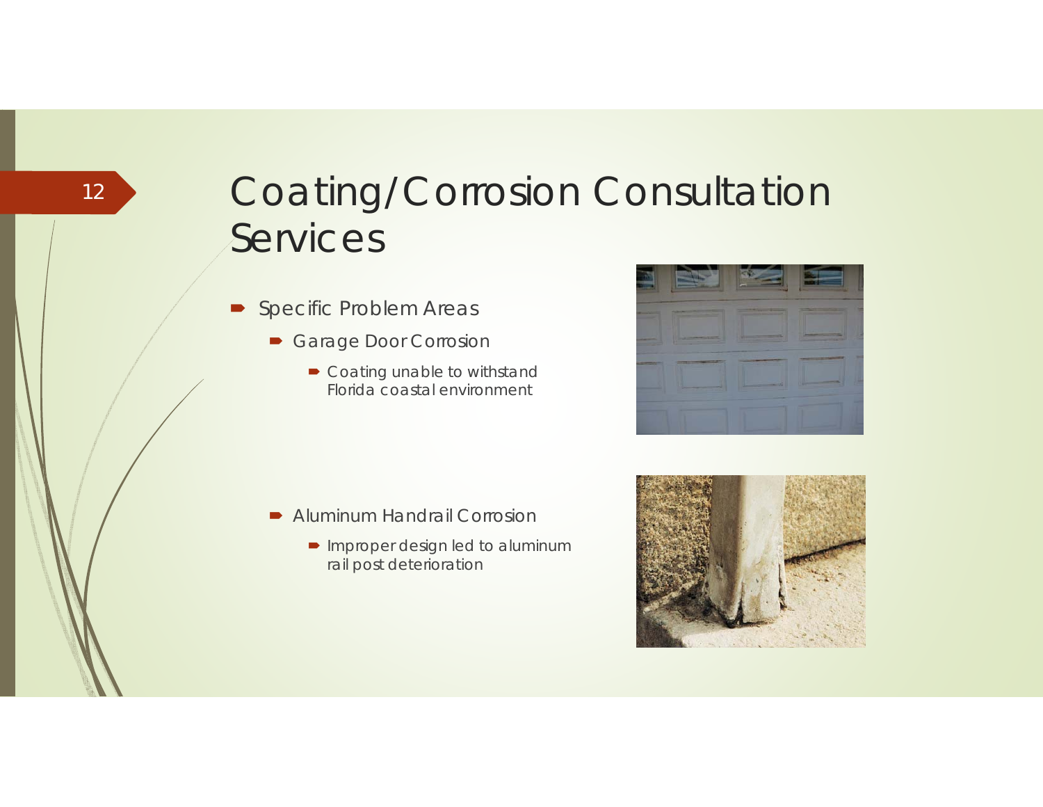# Coating/Corrosion Consultation Services

- Specific Problem Areas
  - Garage Door Corrosion
    - Coating unable to withstand Florida coastal environment
  - Aluminum Handrail Corrosion
    - Improper design led to aluminum rail post deterioration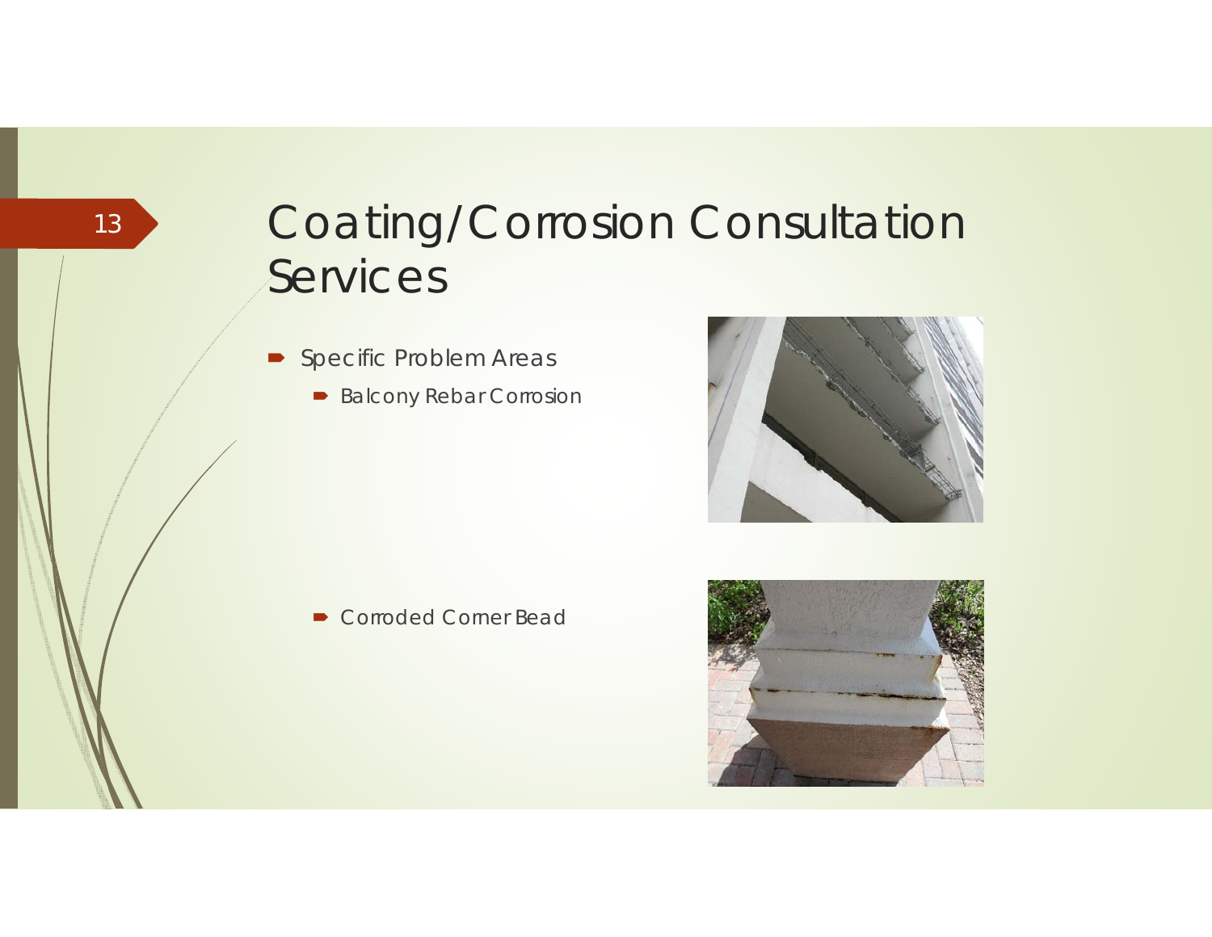# Coating/Corrosion Consultation Services

- Specific Problem Areas
  - Balcony Rebar Corrosion
  - Corroded Corner Bead